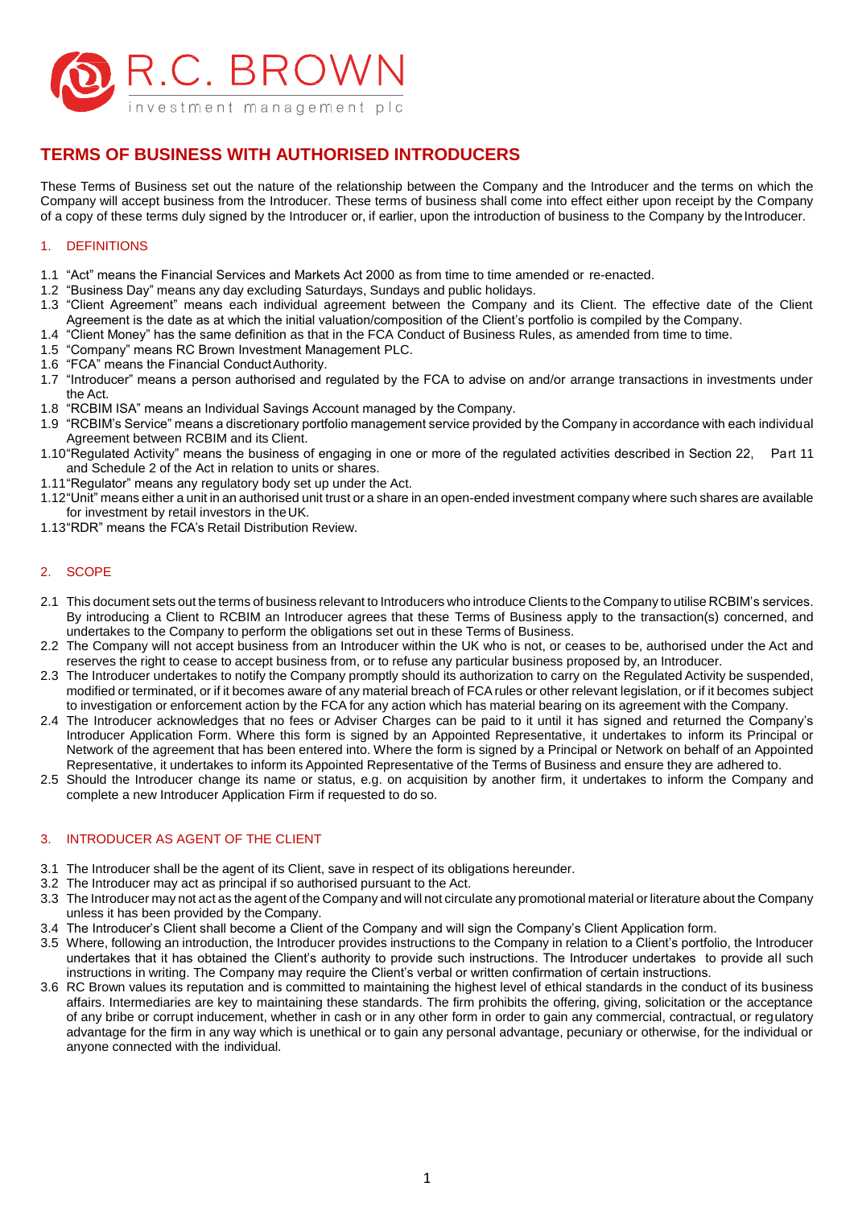R.C. BROWN investment management plc

# TERMS OF BUSINESS WITH AUTHORISED INTRODUCERS

These Terms of Business set out the nature of the relationship between the Company and the Introducer and the terms on which the Company will accept business from the Introducer. These terms of business shall come into effect either upon receipt by the Company of a copy of these terms duly signed by the Introducer or, if earlier, upon the introduction of business to the Company by the Introducer.

## 1. DEFINITIONS

1.1 "Act" means the Financial Services and Markets Act 2000 as from time to time amended or re-enacted.

1.2 "Business Day" means any day excluding Saturdays, Sundays and public holidays.

1.3 "Client Agreement" means each individual agreement between the Company and its Client. The effective date of the Client Agreement is the date as at which the initial valuation/composition of the Client's portfolio is compiled by the Company.

1.4 "Client Money" has the same definition as that in the FCA Conduct of Business Rules, as amended from time to time.

1.5 "Company" means RC Brown Investment Management PLC.

1.6 "FCA" means the Financial Conduct Authority.

1.7 "Introducer" means a person authorised and regulated by the FCA to advise on and/or arrange transactions in investments under the Act.

1.8 "RCBIM ISA" means an Individual Savings Account managed by the Company.

1.9 "RCBIM's Service" means a discretionary portfolio management service provided by the Company in accordance with each individual Agreement between RCBIM and its Client.

1.10 "Regulated Activity" means the business of engaging in one or more of the regulated activities described in Section 22, Part 11 and Schedule 2 of the Act in relation to units or shares.

1.11 "Regulator" means any regulatory body set up under the Act.

1.12 "Unit" means either a unit in an authorised unit trust or a share in an open-ended investment company where such shares are available for investment by retail investors in the UK.

1.13 "RDR" means the FCA's Retail Distribution Review.

## 2. SCOPE

2.1 This document sets out the terms of business relevant to Introducers who introduce Clients to the Company to utilise RCBIM's services. By introducing a Client to RCBIM an Introducer agrees that these Terms of Business apply to the transaction(s) concerned, and undertakes to the Company to perform the obligations set out in these Terms of Business.

2.2 The Company will not accept business from an Introducer within the UK who is not, or ceases to be, authorised under the Act and reserves the right to cease to accept business from, or to refuse any particular business proposed by, an Introducer.

2.3 The Introducer undertakes to notify the Company promptly should its authorization to carry on the Regulated Activity be suspended, modified or terminated, or if it becomes aware of any material breach of FCA rules or other relevant legislation, or if it becomes subject to investigation or enforcement action by the FCA for any action which has material bearing on its agreement with the Company.

2.4 The Introducer acknowledges that no fees or Adviser Charges can be paid to it until it has signed and returned the Company's Introducer Application Form. Where this form is signed by an Appointed Representative, it undertakes to inform its Principal or Network of the agreement that has been entered into. Where the form is signed by a Principal or Network on behalf of an Appointed Representative, it undertakes to inform its Appointed Representative of the Terms of Business and ensure they are adhered to.

2.5 Should the Introducer change its name or status, e.g. on acquisition by another firm, it undertakes to inform the Company and complete a new Introducer Application Firm if requested to do so.

## 3. INTRODUCER AS AGENT OF THE CLIENT

3.1 The Introducer shall be the agent of its Client, save in respect of its obligations hereunder.

3.2 The Introducer may act as principal if so authorised pursuant to the Act.

3.3 The Introducer may not act as the agent of the Company and will not circulate any promotional material or literature about the Company unless it has been provided by the Company.

3.4 The Introducer's Client shall become a Client of the Company and will sign the Company's Client Application form.

3.5 Where, following an introduction, the Introducer provides instructions to the Company in relation to a Client's portfolio, the Introducer undertakes that it has obtained the Client's authority to provide such instructions. The Introducer undertakes to provide all such instructions in writing. The Company may require the Client's verbal or written confirmation of certain instructions.

3.6 RC Brown values its reputation and is committed to maintaining the highest level of ethical standards in the conduct of its business affairs. Intermediaries are key to maintaining these standards. The firm prohibits the offering, giving, solicitation or the acceptance of any bribe or corrupt inducement, whether in cash or in any other form in order to gain any commercial, contractual, or regulatory advantage for the firm in any way which is unethical or to gain any personal advantage, pecuniary or otherwise, for the individual or anyone connected with the individual.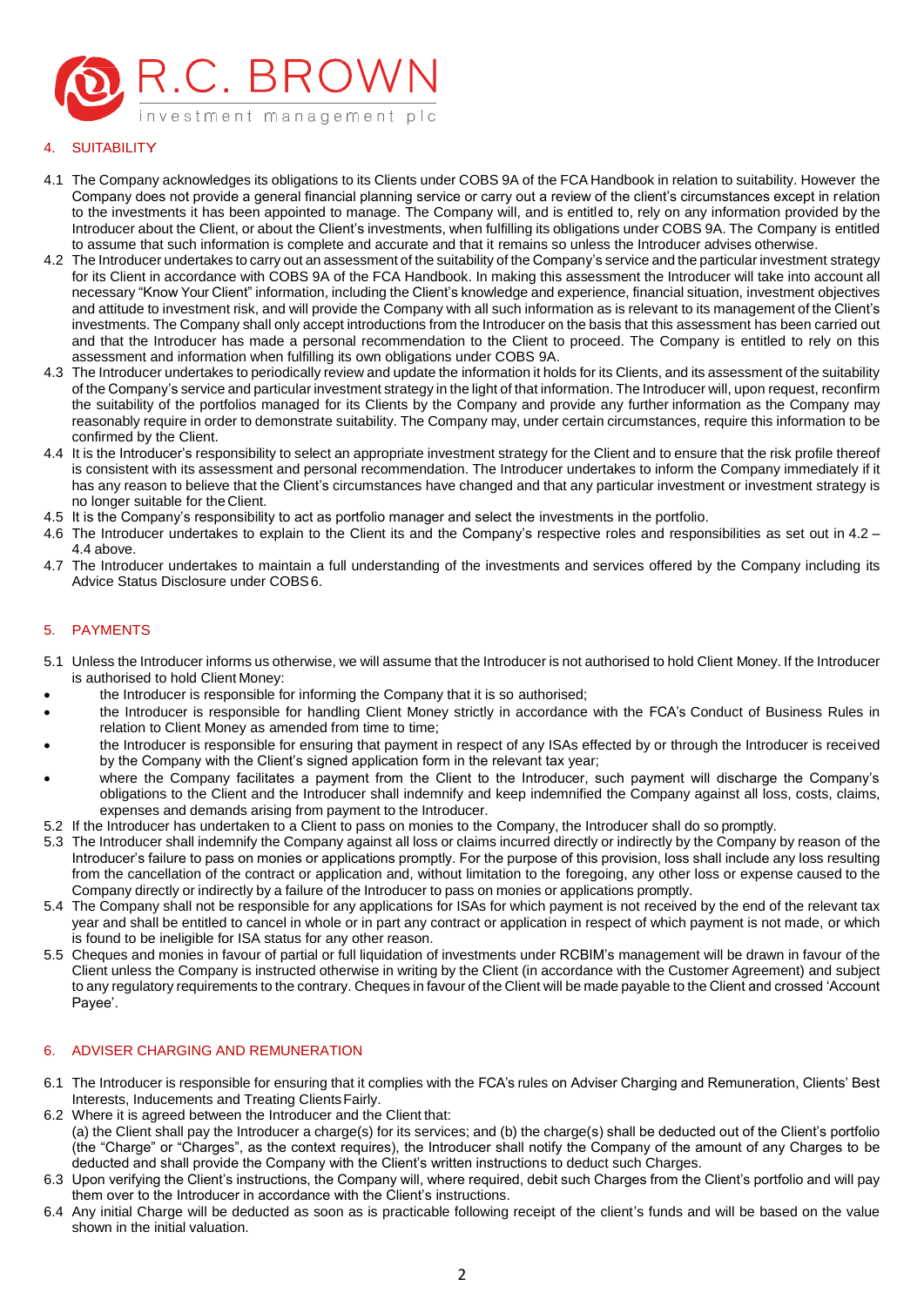## 4. SUITABILITY

4.1 The Company acknowledges its obligations to its Clients under COBS 9A of the FCA Handbook in relation to suitability. However the Company does not provide a general financial planning service or carry out a review of the client's circumstances except in relation to the investments it has been appointed to manage. The Company will, and is entitled to, rely on any information provided by the Introducer about the Client, or about the Client's investments, when fulfilling its obligations under COBS 9A. The Company is entitled to assume that such information is complete and accurate and that it remains so unless the Introducer advises otherwise.

4.2 The Introducer undertakes to carry out an assessment of the suitability of the Company's service and the particular investment strategy for its Client in accordance with COBS 9A of the FCA Handbook. In making this assessment the Introducer will take into account all necessary "Know Your Client" information, including the Client's knowledge and experience, financial situation, investment objectives and attitude to investment risk, and will provide the Company with all such information as is relevant to its management of the Client's investments. The Company shall only accept introductions from the Introducer on the basis that this assessment has been carried out and that the Introducer has made a personal recommendation to the Client to proceed. The Company is entitled to rely on this assessment and information when fulfilling its own obligations under COBS 9A.

4.3 The Introducer undertakes to periodically review and update the information it holds for its Clients, and its assessment of the suitability of the Company's service and particular investment strategy in the light of that information. The Introducer will, upon request, reconfirm the suitability of the portfolios managed for its Clients by the Company and provide any further information as the Company may reasonably require in order to demonstrate suitability. The Company may, under certain circumstances, require this information to be confirmed by the Client.

4.4 It is the Introducer's responsibility to select an appropriate investment strategy for the Client and to ensure that the risk profile thereof is consistent with its assessment and personal recommendation. The Introducer undertakes to inform the Company immediately if it has any reason to believe that the Client's circumstances have changed and that any particular investment or investment strategy is no longer suitable for the Client.

4.5 It is the Company's responsibility to act as portfolio manager and select the investments in the portfolio.

4.6 The Introducer undertakes to explain to the Client its and the Company's respective roles and responsibilities as set out in 4.2 – 4.4 above.

4.7 The Introducer undertakes to maintain a full understanding of the investments and services offered by the Company including its Advice Status Disclosure under COBS 6.

## 5. PAYMENTS

5.1 Unless the Introducer informs us otherwise, we will assume that the Introducer is not authorised to hold Client Money. If the Introducer is authorised to hold Client Money:

- the Introducer is responsible for informing the Company that it is so authorised;
- the Introducer is responsible for handling Client Money strictly in accordance with the FCA's Conduct of Business Rules in relation to Client Money as amended from time to time;
- the Introducer is responsible for ensuring that payment in respect of any ISAs effected by or through the Introducer is received by the Company with the Client's signed application form in the relevant tax year;
- where the Company facilitates a payment from the Client to the Introducer, such payment will discharge the Company's obligations to the Client and the Introducer shall indemnify and keep indemnified the Company against all loss, costs, claims, expenses and demands arising from payment to the Introducer.

5.2 If the Introducer has undertaken to a Client to pass on monies to the Company, the Introducer shall do so promptly.

5.3 The Introducer shall indemnify the Company against all loss or claims incurred directly or indirectly by the Company by reason of the Introducer's failure to pass on monies or applications promptly. For the purpose of this provision, loss shall include any loss resulting from the cancellation of the contract or application and, without limitation to the foregoing, any other loss or expense caused to the Company directly or indirectly by a failure of the Introducer to pass on monies or applications promptly.

5.4 The Company shall not be responsible for any applications for ISAs for which payment is not received by the end of the relevant tax year and shall be entitled to cancel in whole or in part any contract or application in respect of which payment is not made, or which is found to be ineligible for ISA status for any other reason.

5.5 Cheques and monies in favour of partial or full liquidation of investments under RCBIM's management will be drawn in favour of the Client unless the Company is instructed otherwise in writing by the Client (in accordance with the Customer Agreement) and subject to any regulatory requirements to the contrary. Cheques in favour of the Client will be made payable to the Client and crossed 'Account Payee'.

## 6. ADVISER CHARGING AND REMUNERATION

6.1 The Introducer is responsible for ensuring that it complies with the FCA's rules on Adviser Charging and Remuneration, Clients' Best Interests, Inducements and Treating Clients Fairly.

6.2 Where it is agreed between the Introducer and the Client that:
(a) the Client shall pay the Introducer a charge(s) for its services; and (b) the charge(s) shall be deducted out of the Client's portfolio (the "Charge" or "Charges", as the context requires), the Introducer shall notify the Company of the amount of any Charges to be deducted and shall provide the Company with the Client's written instructions to deduct such Charges.

6.3 Upon verifying the Client's instructions, the Company will, where required, debit such Charges from the Client's portfolio and will pay them over to the Introducer in accordance with the Client's instructions.

6.4 Any initial Charge will be deducted as soon as is practicable following receipt of the client's funds and will be based on the value shown in the initial valuation.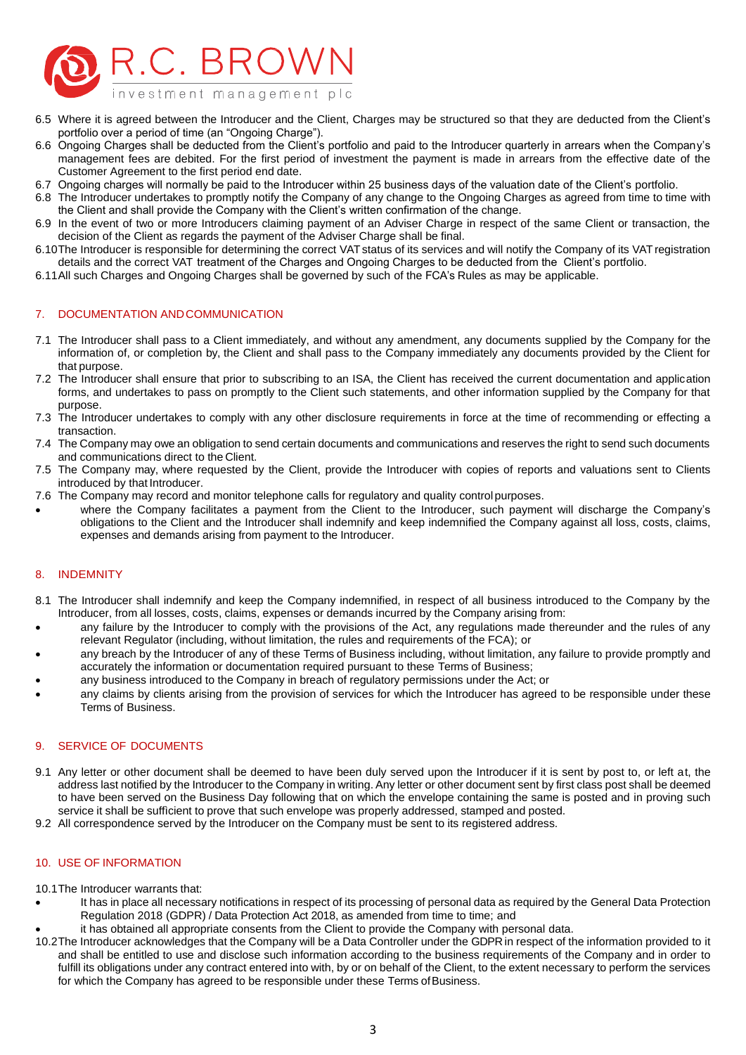6.5 Where it is agreed between the Introducer and the Client, Charges may be structured so that they are deducted from the Client's portfolio over a period of time (an "Ongoing Charge").

6.6 Ongoing Charges shall be deducted from the Client's portfolio and paid to the Introducer quarterly in arrears when the Company's management fees are debited. For the first period of investment the payment is made in arrears from the effective date of the Customer Agreement to the first period end date.

6.7 Ongoing charges will normally be paid to the Introducer within 25 business days of the valuation date of the Client's portfolio.

6.8 The Introducer undertakes to promptly notify the Company of any change to the Ongoing Charges as agreed from time to time with the Client and shall provide the Company with the Client's written confirmation of the change.

6.9 In the event of two or more Introducers claiming payment of an Adviser Charge in respect of the same Client or transaction, the decision of the Client as regards the payment of the Adviser Charge shall be final.

6.10 The Introducer is responsible for determining the correct VAT status of its services and will notify the Company of its VAT registration details and the correct VAT treatment of the Charges and Ongoing Charges to be deducted from the Client's portfolio.

6.11 All such Charges and Ongoing Charges shall be governed by such of the FCA's Rules as may be applicable.

## 7. DOCUMENTATION AND COMMUNICATION

7.1 The Introducer shall pass to a Client immediately, and without any amendment, any documents supplied by the Company for the information of, or completion by, the Client and shall pass to the Company immediately any documents provided by the Client for that purpose.

7.2 The Introducer shall ensure that prior to subscribing to an ISA, the Client has received the current documentation and application forms, and undertakes to pass on promptly to the Client such statements, and other information supplied by the Company for that purpose.

7.3 The Introducer undertakes to comply with any other disclosure requirements in force at the time of recommending or effecting a transaction.

7.4 The Company may owe an obligation to send certain documents and communications and reserves the right to send such documents and communications direct to the Client.

7.5 The Company may, where requested by the Client, provide the Introducer with copies of reports and valuations sent to Clients introduced by that Introducer.

7.6 The Company may record and monitor telephone calls for regulatory and quality control purposes.

- where the Company facilitates a payment from the Client to the Introducer, such payment will discharge the Company's obligations to the Client and the Introducer shall indemnify and keep indemnified the Company against all loss, costs, claims, expenses and demands arising from payment to the Introducer.

## 8. INDEMNITY

8.1 The Introducer shall indemnify and keep the Company indemnified, in respect of all business introduced to the Company by the Introducer, from all losses, costs, claims, expenses or demands incurred by the Company arising from:

- any failure by the Introducer to comply with the provisions of the Act, any regulations made thereunder and the rules of any relevant Regulator (including, without limitation, the rules and requirements of the FCA); or
- any breach by the Introducer of any of these Terms of Business including, without limitation, any failure to provide promptly and accurately the information or documentation required pursuant to these Terms of Business;
- any business introduced to the Company in breach of regulatory permissions under the Act; or
- any claims by clients arising from the provision of services for which the Introducer has agreed to be responsible under these Terms of Business.

## 9. SERVICE OF DOCUMENTS

9.1 Any letter or other document shall be deemed to have been duly served upon the Introducer if it is sent by post to, or left at, the address last notified by the Introducer to the Company in writing. Any letter or other document sent by first class post shall be deemed to have been served on the Business Day following that on which the envelope containing the same is posted and in proving such service it shall be sufficient to prove that such envelope was properly addressed, stamped and posted.

9.2 All correspondence served by the Introducer on the Company must be sent to its registered address.

## 10. USE OF INFORMATION

10.1 The Introducer warrants that:

- It has in place all necessary notifications in respect of its processing of personal data as required by the General Data Protection Regulation 2018 (GDPR) / Data Protection Act 2018, as amended from time to time; and
- it has obtained all appropriate consents from the Client to provide the Company with personal data.

10.2 The Introducer acknowledges that the Company will be a Data Controller under the GDPR in respect of the information provided to it and shall be entitled to use and disclose such information according to the business requirements of the Company and in order to fulfill its obligations under any contract entered into with, by or on behalf of the Client, to the extent necessary to perform the services for which the Company has agreed to be responsible under these Terms of Business.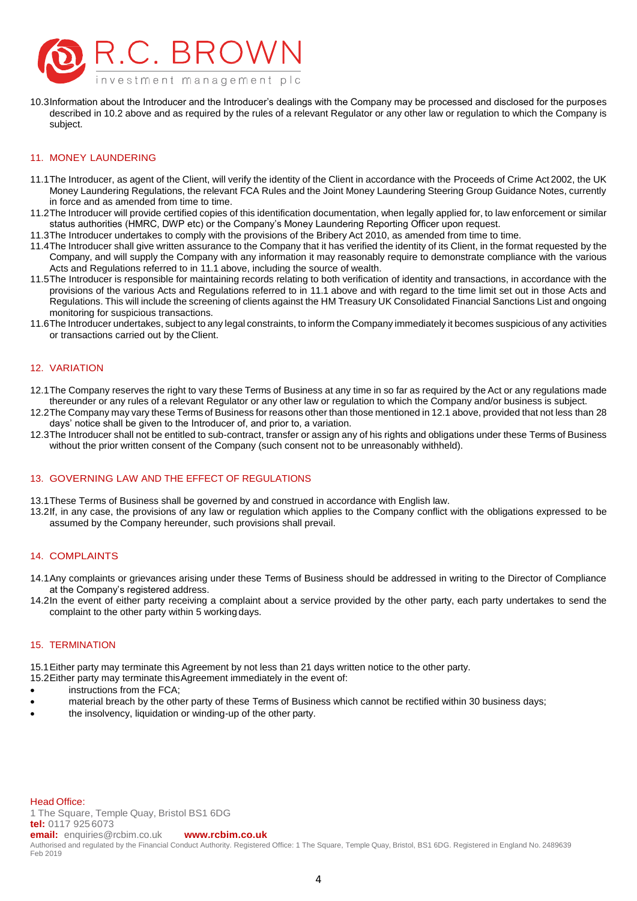10.3 Information about the Introducer and the Introducer's dealings with the Company may be processed and disclosed for the purposes described in 10.2 above and as required by the rules of a relevant Regulator or any other law or regulation to which the Company is subject.

## 11. MONEY LAUNDERING

11.1 The Introducer, as agent of the Client, will verify the identity of the Client in accordance with the Proceeds of Crime Act 2002, the UK Money Laundering Regulations, the relevant FCA Rules and the Joint Money Laundering Steering Group Guidance Notes, currently in force and as amended from time to time.

11.2 The Introducer will provide certified copies of this identification documentation, when legally applied for, to law enforcement or similar status authorities (HMRC, DWP etc) or the Company's Money Laundering Reporting Officer upon request.

11.3 The Introducer undertakes to comply with the provisions of the Bribery Act 2010, as amended from time to time.

11.4 The Introducer shall give written assurance to the Company that it has verified the identity of its Client, in the format requested by the Company, and will supply the Company with any information it may reasonably require to demonstrate compliance with the various Acts and Regulations referred to in 11.1 above, including the source of wealth.

11.5 The Introducer is responsible for maintaining records relating to both verification of identity and transactions, in accordance with the provisions of the various Acts and Regulations referred to in 11.1 above and with regard to the time limit set out in those Acts and Regulations. This will include the screening of clients against the HM Treasury UK Consolidated Financial Sanctions List and ongoing monitoring for suspicious transactions.

11.6 The Introducer undertakes, subject to any legal constraints, to inform the Company immediately it becomes suspicious of any activities or transactions carried out by the Client.

## 12. VARIATION

12.1 The Company reserves the right to vary these Terms of Business at any time in so far as required by the Act or any regulations made thereunder or any rules of a relevant Regulator or any other law or regulation to which the Company and/or business is subject.

12.2 The Company may vary these Terms of Business for reasons other than those mentioned in 12.1 above, provided that not less than 28 days' notice shall be given to the Introducer of, and prior to, a variation.

12.3 The Introducer shall not be entitled to sub-contract, transfer or assign any of his rights and obligations under these Terms of Business without the prior written consent of the Company (such consent not to be unreasonably withheld).

## 13. GOVERNING LAW AND THE EFFECT OF REGULATIONS

13.1 These Terms of Business shall be governed by and construed in accordance with English law.

13.2 If, in any case, the provisions of any law or regulation which applies to the Company conflict with the obligations expressed to be assumed by the Company hereunder, such provisions shall prevail.

## 14. COMPLAINTS

14.1 Any complaints or grievances arising under these Terms of Business should be addressed in writing to the Director of Compliance at the Company's registered address.

14.2 In the event of either party receiving a complaint about a service provided by the other party, each party undertakes to send the complaint to the other party within 5 working days.

## 15. TERMINATION

15.1 Either party may terminate this Agreement by not less than 21 days written notice to the other party.

15.2 Either party may terminate this Agreement immediately in the event of:

- instructions from the FCA;
- material breach by the other party of these Terms of Business which cannot be rectified within 30 business days;
- the insolvency, liquidation or winding-up of the other party.